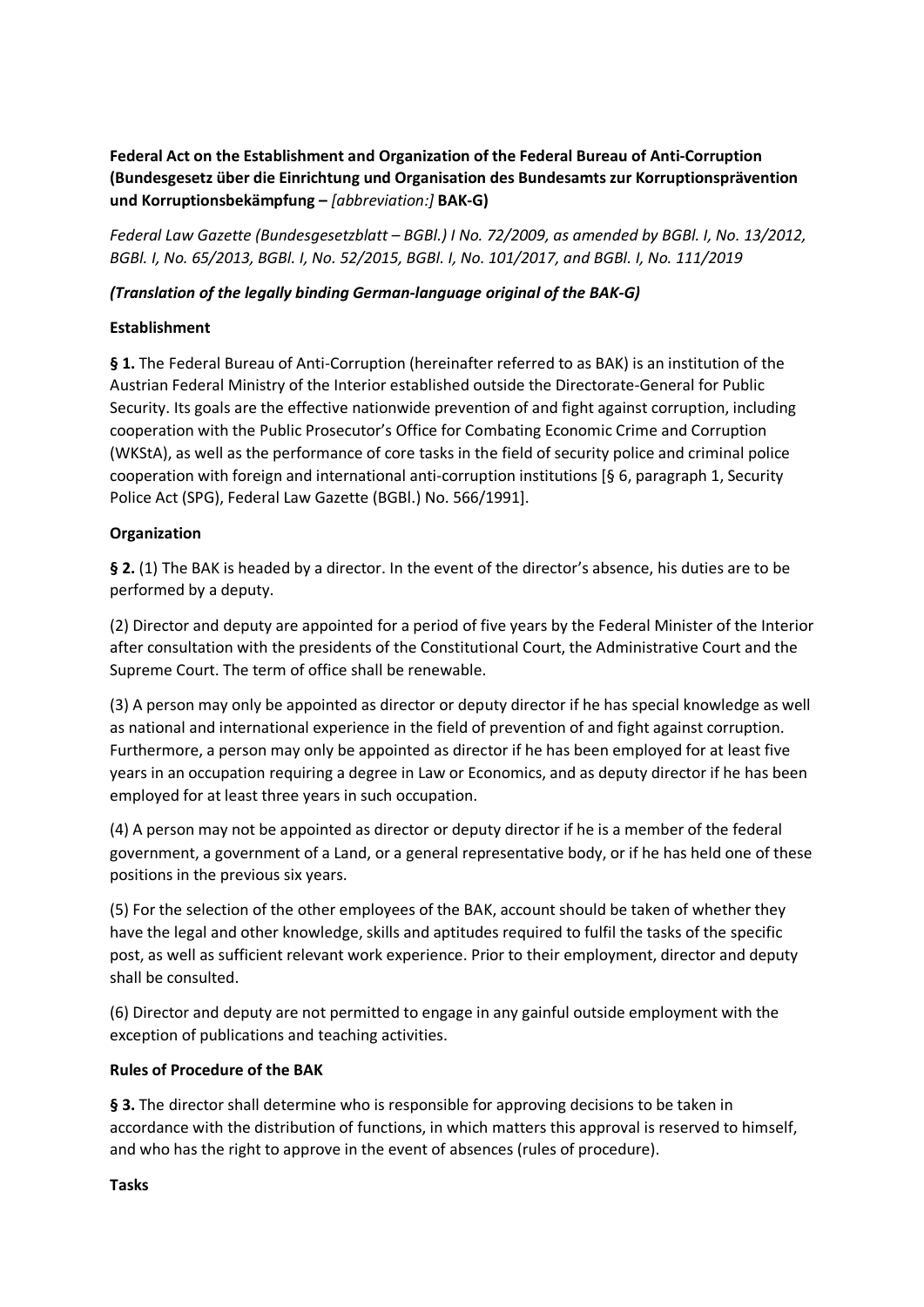**Federal Act on the Establishment and Organization of the Federal Bureau of Anti-Corruption (Bundesgesetz über die Einrichtung und Organisation des Bundesamts zur Korruptionsprävention und Korruptionsbekämpfung –** *[abbreviation:]* **BAK-G)**

*Federal Law Gazette (Bundesgesetzblatt – BGBl.) I No. 72/2009, as amended by BGBl. I, No. 13/2012, BGBl. I, No. 65/2013, BGBl. I, No. 52/2015, BGBl. I, No. 101/2017, and BGBl. I, No. 111/2019*

***(Translation of the legally binding German-language original of the BAK-G)***

**Establishment**

**§ 1.** The Federal Bureau of Anti-Corruption (hereinafter referred to as BAK) is an institution of the Austrian Federal Ministry of the Interior established outside the Directorate-General for Public Security. Its goals are the effective nationwide prevention of and fight against corruption, including cooperation with the Public Prosecutor's Office for Combating Economic Crime and Corruption (WKStA), as well as the performance of core tasks in the field of security police and criminal police cooperation with foreign and international anti-corruption institutions [§ 6, paragraph 1, Security Police Act (SPG), Federal Law Gazette (BGBl.) No. 566/1991].

**Organization**

**§ 2.** (1) The BAK is headed by a director. In the event of the director's absence, his duties are to be performed by a deputy.

(2) Director and deputy are appointed for a period of five years by the Federal Minister of the Interior after consultation with the presidents of the Constitutional Court, the Administrative Court and the Supreme Court. The term of office shall be renewable.

(3) A person may only be appointed as director or deputy director if he has special knowledge as well as national and international experience in the field of prevention of and fight against corruption. Furthermore, a person may only be appointed as director if he has been employed for at least five years in an occupation requiring a degree in Law or Economics, and as deputy director if he has been employed for at least three years in such occupation.

(4) A person may not be appointed as director or deputy director if he is a member of the federal government, a government of a Land, or a general representative body, or if he has held one of these positions in the previous six years.

(5) For the selection of the other employees of the BAK, account should be taken of whether they have the legal and other knowledge, skills and aptitudes required to fulfil the tasks of the specific post, as well as sufficient relevant work experience. Prior to their employment, director and deputy shall be consulted.

(6) Director and deputy are not permitted to engage in any gainful outside employment with the exception of publications and teaching activities.

**Rules of Procedure of the BAK**

**§ 3.** The director shall determine who is responsible for approving decisions to be taken in accordance with the distribution of functions, in which matters this approval is reserved to himself, and who has the right to approve in the event of absences (rules of procedure).

**Tasks**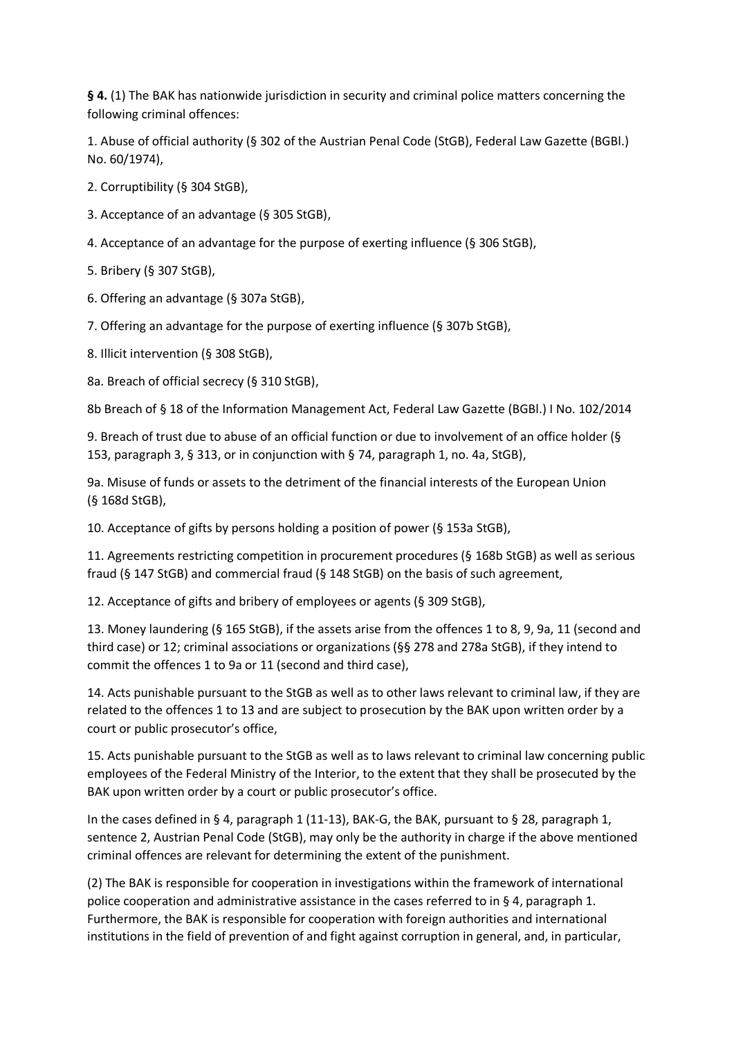**§ 4.** (1) The BAK has nationwide jurisdiction in security and criminal police matters concerning the following criminal offences:

1. Abuse of official authority (§ 302 of the Austrian Penal Code (StGB), Federal Law Gazette (BGBl.) No. 60/1974),

2. Corruptibility (§ 304 StGB),

3. Acceptance of an advantage (§ 305 StGB),

4. Acceptance of an advantage for the purpose of exerting influence (§ 306 StGB),

5. Bribery (§ 307 StGB),

6. Offering an advantage (§ 307a StGB),

7. Offering an advantage for the purpose of exerting influence (§ 307b StGB),

8. Illicit intervention (§ 308 StGB),

8a. Breach of official secrecy (§ 310 StGB),

8b Breach of § 18 of the Information Management Act, Federal Law Gazette (BGBl.) I No. 102/2014

9. Breach of trust due to abuse of an official function or due to involvement of an office holder (§ 153, paragraph 3, § 313, or in conjunction with § 74, paragraph 1, no. 4a, StGB),

9a. Misuse of funds or assets to the detriment of the financial interests of the European Union (§ 168d StGB),

10. Acceptance of gifts by persons holding a position of power (§ 153a StGB),

11. Agreements restricting competition in procurement procedures (§ 168b StGB) as well as serious fraud (§ 147 StGB) and commercial fraud (§ 148 StGB) on the basis of such agreement,

12. Acceptance of gifts and bribery of employees or agents (§ 309 StGB),

13. Money laundering (§ 165 StGB), if the assets arise from the offences 1 to 8, 9, 9a, 11 (second and third case) or 12; criminal associations or organizations (§§ 278 and 278a StGB), if they intend to commit the offences 1 to 9a or 11 (second and third case),

14. Acts punishable pursuant to the StGB as well as to other laws relevant to criminal law, if they are related to the offences 1 to 13 and are subject to prosecution by the BAK upon written order by a court or public prosecutor's office,

15. Acts punishable pursuant to the StGB as well as to laws relevant to criminal law concerning public employees of the Federal Ministry of the Interior, to the extent that they shall be prosecuted by the BAK upon written order by a court or public prosecutor's office.

In the cases defined in § 4, paragraph 1 (11-13), BAK-G, the BAK, pursuant to § 28, paragraph 1, sentence 2, Austrian Penal Code (StGB), may only be the authority in charge if the above mentioned criminal offences are relevant for determining the extent of the punishment.

(2) The BAK is responsible for cooperation in investigations within the framework of international police cooperation and administrative assistance in the cases referred to in § 4, paragraph 1. Furthermore, the BAK is responsible for cooperation with foreign authorities and international institutions in the field of prevention of and fight against corruption in general, and, in particular,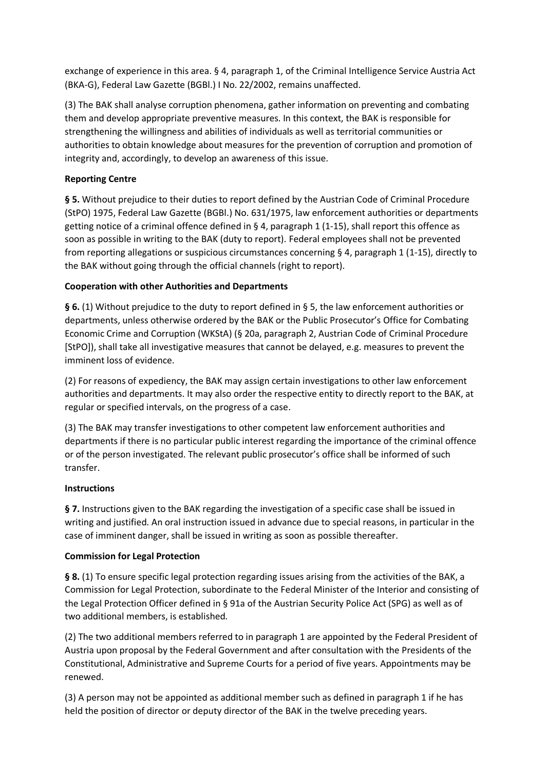exchange of experience in this area. § 4, paragraph 1, of the Criminal Intelligence Service Austria Act (BKA-G), Federal Law Gazette (BGBl.) I No. 22/2002, remains unaffected.

(3) The BAK shall analyse corruption phenomena, gather information on preventing and combating them and develop appropriate preventive measures. In this context, the BAK is responsible for strengthening the willingness and abilities of individuals as well as territorial communities or authorities to obtain knowledge about measures for the prevention of corruption and promotion of integrity and, accordingly, to develop an awareness of this issue.

**Reporting Centre**

**§ 5.** Without prejudice to their duties to report defined by the Austrian Code of Criminal Procedure (StPO) 1975, Federal Law Gazette (BGBl.) No. 631/1975, law enforcement authorities or departments getting notice of a criminal offence defined in § 4, paragraph 1 (1-15), shall report this offence as soon as possible in writing to the BAK (duty to report). Federal employees shall not be prevented from reporting allegations or suspicious circumstances concerning § 4, paragraph 1 (1-15), directly to the BAK without going through the official channels (right to report).

**Cooperation with other Authorities and Departments**

**§ 6.** (1) Without prejudice to the duty to report defined in § 5, the law enforcement authorities or departments, unless otherwise ordered by the BAK or the Public Prosecutor's Office for Combating Economic Crime and Corruption (WKStA) (§ 20a, paragraph 2, Austrian Code of Criminal Procedure [StPO]), shall take all investigative measures that cannot be delayed, e.g. measures to prevent the imminent loss of evidence.

(2) For reasons of expediency, the BAK may assign certain investigations to other law enforcement authorities and departments. It may also order the respective entity to directly report to the BAK, at regular or specified intervals, on the progress of a case.

(3) The BAK may transfer investigations to other competent law enforcement authorities and departments if there is no particular public interest regarding the importance of the criminal offence or of the person investigated. The relevant public prosecutor's office shall be informed of such transfer.

**Instructions**

**§ 7.** Instructions given to the BAK regarding the investigation of a specific case shall be issued in writing and justified. An oral instruction issued in advance due to special reasons, in particular in the case of imminent danger, shall be issued in writing as soon as possible thereafter.

**Commission for Legal Protection**

**§ 8.** (1) To ensure specific legal protection regarding issues arising from the activities of the BAK, a Commission for Legal Protection, subordinate to the Federal Minister of the Interior and consisting of the Legal Protection Officer defined in § 91a of the Austrian Security Police Act (SPG) as well as of two additional members, is established.

(2) The two additional members referred to in paragraph 1 are appointed by the Federal President of Austria upon proposal by the Federal Government and after consultation with the Presidents of the Constitutional, Administrative and Supreme Courts for a period of five years. Appointments may be renewed.

(3) A person may not be appointed as additional member such as defined in paragraph 1 if he has held the position of director or deputy director of the BAK in the twelve preceding years.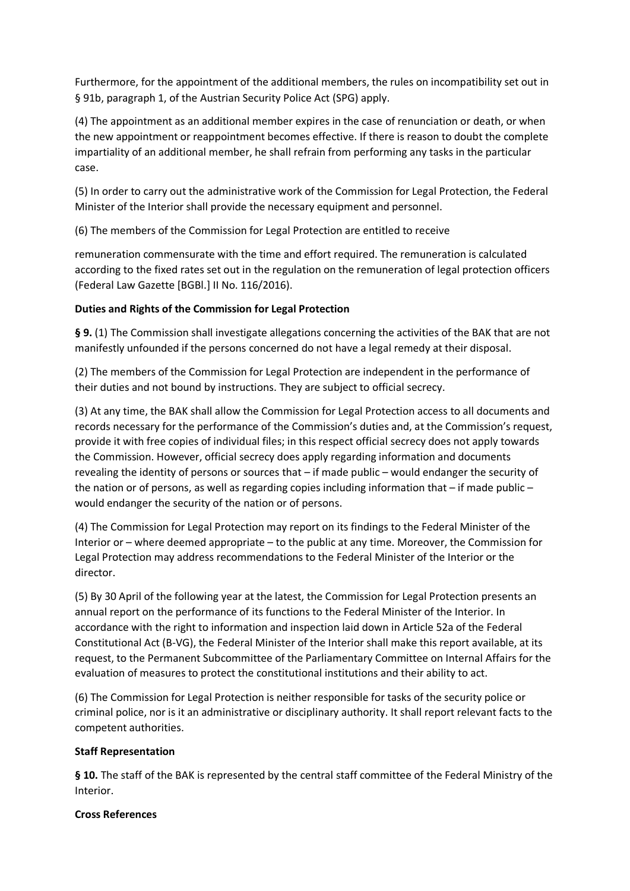Furthermore, for the appointment of the additional members, the rules on incompatibility set out in § 91b, paragraph 1, of the Austrian Security Police Act (SPG) apply.

(4) The appointment as an additional member expires in the case of renunciation or death, or when the new appointment or reappointment becomes effective. If there is reason to doubt the complete impartiality of an additional member, he shall refrain from performing any tasks in the particular case.

(5) In order to carry out the administrative work of the Commission for Legal Protection, the Federal Minister of the Interior shall provide the necessary equipment and personnel.

(6) The members of the Commission for Legal Protection are entitled to receive

remuneration commensurate with the time and effort required. The remuneration is calculated according to the fixed rates set out in the regulation on the remuneration of legal protection officers (Federal Law Gazette [BGBl.] II No. 116/2016).

**Duties and Rights of the Commission for Legal Protection**

**§ 9.** (1) The Commission shall investigate allegations concerning the activities of the BAK that are not manifestly unfounded if the persons concerned do not have a legal remedy at their disposal.

(2) The members of the Commission for Legal Protection are independent in the performance of their duties and not bound by instructions. They are subject to official secrecy.

(3) At any time, the BAK shall allow the Commission for Legal Protection access to all documents and records necessary for the performance of the Commission's duties and, at the Commission's request, provide it with free copies of individual files; in this respect official secrecy does not apply towards the Commission. However, official secrecy does apply regarding information and documents revealing the identity of persons or sources that – if made public – would endanger the security of the nation or of persons, as well as regarding copies including information that – if made public – would endanger the security of the nation or of persons.

(4) The Commission for Legal Protection may report on its findings to the Federal Minister of the Interior or – where deemed appropriate – to the public at any time. Moreover, the Commission for Legal Protection may address recommendations to the Federal Minister of the Interior or the director.

(5) By 30 April of the following year at the latest, the Commission for Legal Protection presents an annual report on the performance of its functions to the Federal Minister of the Interior. In accordance with the right to information and inspection laid down in Article 52a of the Federal Constitutional Act (B-VG), the Federal Minister of the Interior shall make this report available, at its request, to the Permanent Subcommittee of the Parliamentary Committee on Internal Affairs for the evaluation of measures to protect the constitutional institutions and their ability to act.

(6) The Commission for Legal Protection is neither responsible for tasks of the security police or criminal police, nor is it an administrative or disciplinary authority. It shall report relevant facts to the competent authorities.

**Staff Representation**

**§ 10.** The staff of the BAK is represented by the central staff committee of the Federal Ministry of the Interior.

**Cross References**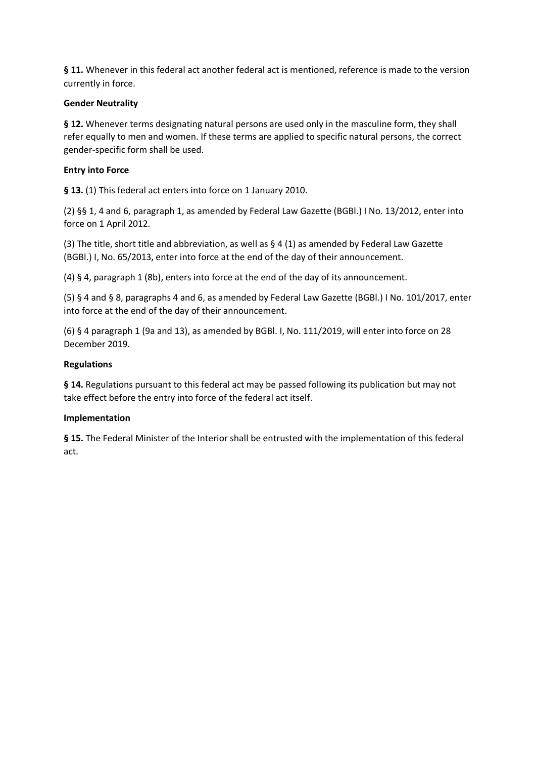**§ 11.** Whenever in this federal act another federal act is mentioned, reference is made to the version currently in force.

**Gender Neutrality**

**§ 12.** Whenever terms designating natural persons are used only in the masculine form, they shall refer equally to men and women. If these terms are applied to specific natural persons, the correct gender-specific form shall be used.

**Entry into Force**

**§ 13.** (1) This federal act enters into force on 1 January 2010.

(2) §§ 1, 4 and 6, paragraph 1, as amended by Federal Law Gazette (BGBl.) I No. 13/2012, enter into force on 1 April 2012.

(3) The title, short title and abbreviation, as well as § 4 (1) as amended by Federal Law Gazette (BGBl.) I, No. 65/2013, enter into force at the end of the day of their announcement.

(4) § 4, paragraph 1 (8b), enters into force at the end of the day of its announcement.

(5) § 4 and § 8, paragraphs 4 and 6, as amended by Federal Law Gazette (BGBl.) I No. 101/2017, enter into force at the end of the day of their announcement.

(6) § 4 paragraph 1 (9a and 13), as amended by BGBl. I, No. 111/2019, will enter into force on 28 December 2019.

**Regulations**

**§ 14.** Regulations pursuant to this federal act may be passed following its publication but may not take effect before the entry into force of the federal act itself.

**Implementation**

**§ 15.** The Federal Minister of the Interior shall be entrusted with the implementation of this federal act.